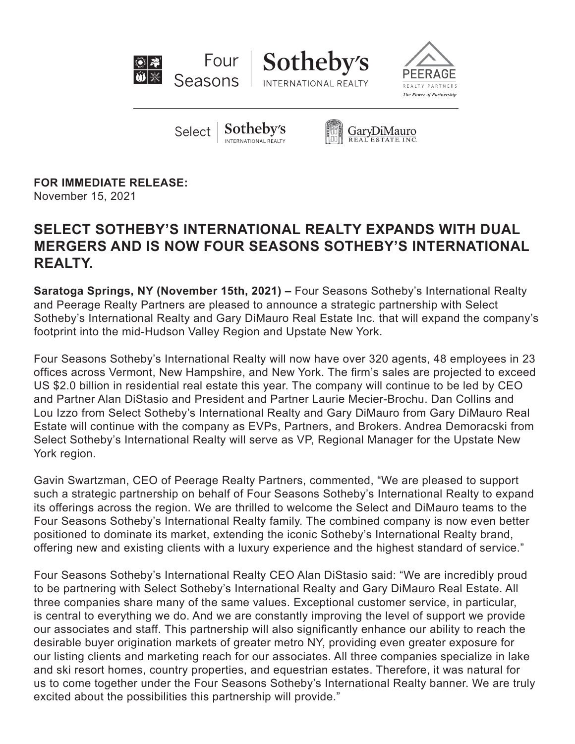**FOR IMMEDIATE RELEASE:**
November 15, 2021

## SELECT SOTHEBY'S INTERNATIONAL REALTY EXPANDS WITH DUAL MERGERS AND IS NOW FOUR SEASONS SOTHEBY'S INTERNATIONAL REALTY.

**Saratoga Springs, NY (November 15th, 2021) –** Four Seasons Sotheby's International Realty and Peerage Realty Partners are pleased to announce a strategic partnership with Select Sotheby's International Realty and Gary DiMauro Real Estate Inc. that will expand the company's footprint into the mid-Hudson Valley Region and Upstate New York.

Four Seasons Sotheby's International Realty will now have over 320 agents, 48 employees in 23 offices across Vermont, New Hampshire, and New York. The firm's sales are projected to exceed US $2.0 billion in residential real estate this year. The company will continue to be led by CEO and Partner Alan DiStasio and President and Partner Laurie Mecier-Brochu. Dan Collins and Lou Izzo from Select Sotheby's International Realty and Gary DiMauro from Gary DiMauro Real Estate will continue with the company as EVPs, Partners, and Brokers. Andrea Demoracski from Select Sotheby's International Realty will serve as VP, Regional Manager for the Upstate New York region.

Gavin Swartzman, CEO of Peerage Realty Partners, commented, "We are pleased to support such a strategic partnership on behalf of Four Seasons Sotheby's International Realty to expand its offerings across the region. We are thrilled to welcome the Select and DiMauro teams to the Four Seasons Sotheby's International Realty family. The combined company is now even better positioned to dominate its market, extending the iconic Sotheby's International Realty brand, offering new and existing clients with a luxury experience and the highest standard of service."

Four Seasons Sotheby's International Realty CEO Alan DiStasio said: "We are incredibly proud to be partnering with Select Sotheby's International Realty and Gary DiMauro Real Estate. All three companies share many of the same values. Exceptional customer service, in particular, is central to everything we do. And we are constantly improving the level of support we provide our associates and staff. This partnership will also significantly enhance our ability to reach the desirable buyer origination markets of greater metro NY, providing even greater exposure for our listing clients and marketing reach for our associates. All three companies specialize in lake and ski resort homes, country properties, and equestrian estates. Therefore, it was natural for us to come together under the Four Seasons Sotheby's International Realty banner. We are truly excited about the possibilities this partnership will provide."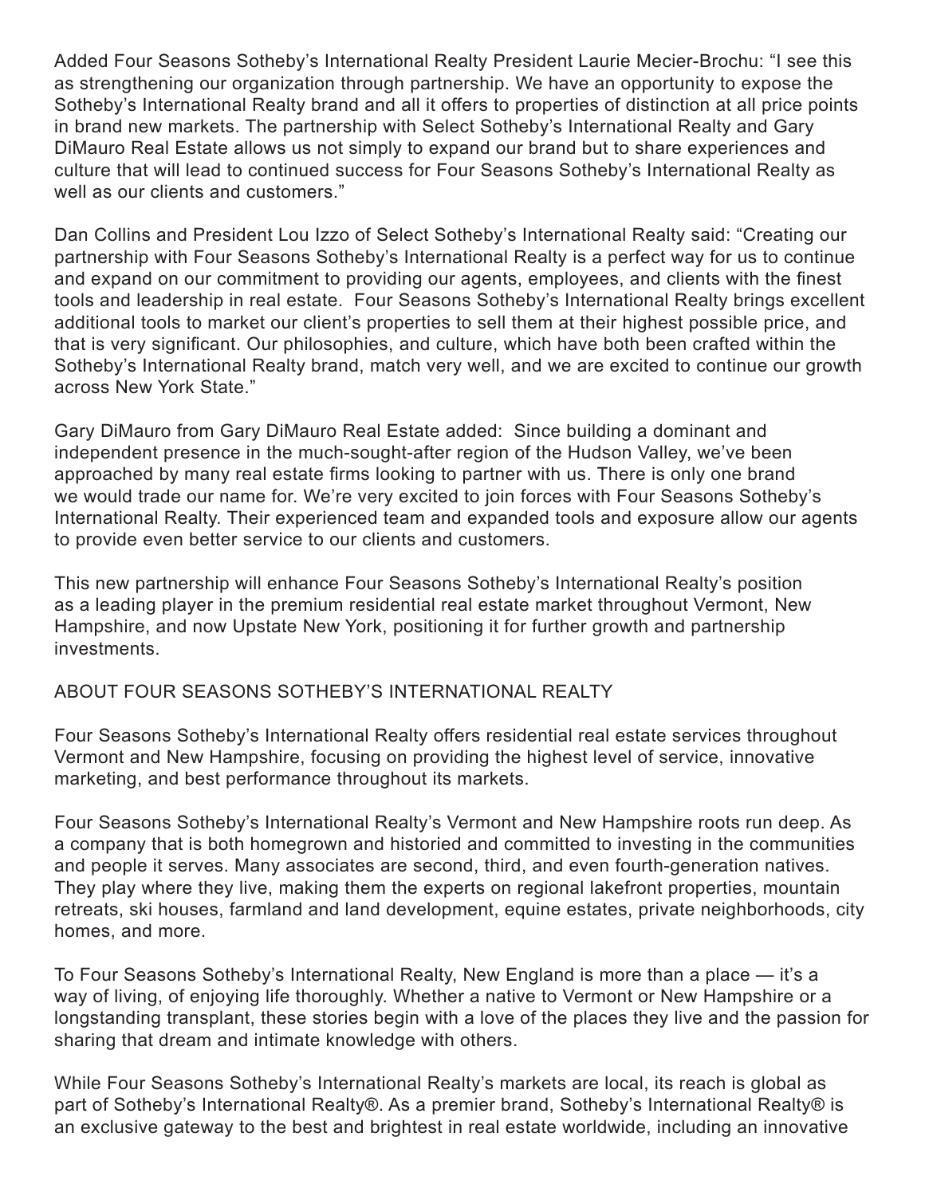Added Four Seasons Sotheby's International Realty President Laurie Mecier-Brochu: "I see this as strengthening our organization through partnership. We have an opportunity to expose the Sotheby's International Realty brand and all it offers to properties of distinction at all price points in brand new markets. The partnership with Select Sotheby's International Realty and Gary DiMauro Real Estate allows us not simply to expand our brand but to share experiences and culture that will lead to continued success for Four Seasons Sotheby's International Realty as well as our clients and customers."

Dan Collins and President Lou Izzo of Select Sotheby's International Realty said: "Creating our partnership with Four Seasons Sotheby's International Realty is a perfect way for us to continue and expand on our commitment to providing our agents, employees, and clients with the finest tools and leadership in real estate. Four Seasons Sotheby's International Realty brings excellent additional tools to market our client's properties to sell them at their highest possible price, and that is very significant. Our philosophies, and culture, which have both been crafted within the Sotheby's International Realty brand, match very well, and we are excited to continue our growth across New York State."

Gary DiMauro from Gary DiMauro Real Estate added: Since building a dominant and independent presence in the much-sought-after region of the Hudson Valley, we've been approached by many real estate firms looking to partner with us. There is only one brand we would trade our name for. We're very excited to join forces with Four Seasons Sotheby's International Realty. Their experienced team and expanded tools and exposure allow our agents to provide even better service to our clients and customers.

This new partnership will enhance Four Seasons Sotheby's International Realty's position as a leading player in the premium residential real estate market throughout Vermont, New Hampshire, and now Upstate New York, positioning it for further growth and partnership investments.

## ABOUT FOUR SEASONS SOTHEBY'S INTERNATIONAL REALTY

Four Seasons Sotheby's International Realty offers residential real estate services throughout Vermont and New Hampshire, focusing on providing the highest level of service, innovative marketing, and best performance throughout its markets.

Four Seasons Sotheby's International Realty's Vermont and New Hampshire roots run deep. As a company that is both homegrown and historied and committed to investing in the communities and people it serves. Many associates are second, third, and even fourth-generation natives. They play where they live, making them the experts on regional lakefront properties, mountain retreats, ski houses, farmland and land development, equine estates, private neighborhoods, city homes, and more.

To Four Seasons Sotheby's International Realty, New England is more than a place — it's a way of living, of enjoying life thoroughly. Whether a native to Vermont or New Hampshire or a longstanding transplant, these stories begin with a love of the places they live and the passion for sharing that dream and intimate knowledge with others.

While Four Seasons Sotheby's International Realty's markets are local, its reach is global as part of Sotheby's International Realty®. As a premier brand, Sotheby's International Realty® is an exclusive gateway to the best and brightest in real estate worldwide, including an innovative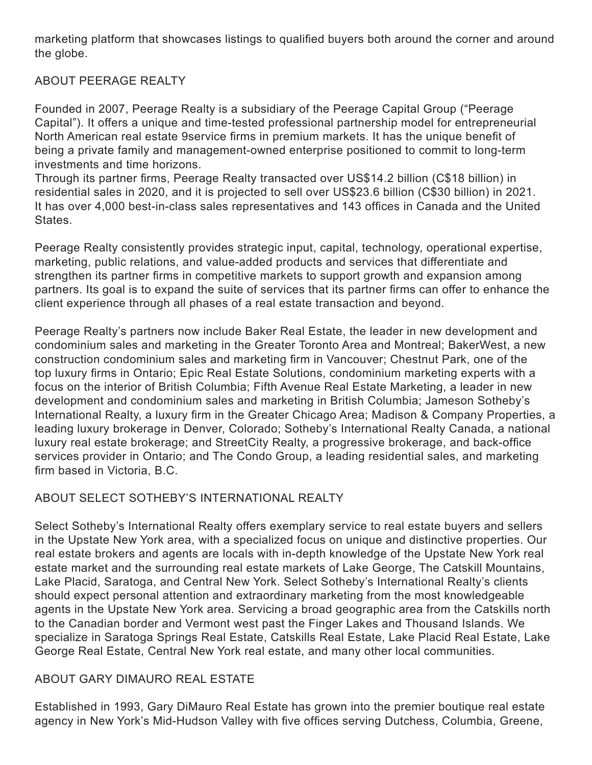marketing platform that showcases listings to qualified buyers both around the corner and around the globe.

## ABOUT PEERAGE REALTY

Founded in 2007, Peerage Realty is a subsidiary of the Peerage Capital Group ("Peerage Capital"). It offers a unique and time-tested professional partnership model for entrepreneurial North American real estate 9service firms in premium markets. It has the unique benefit of being a private family and management-owned enterprise positioned to commit to long-term investments and time horizons.
Through its partner firms, Peerage Realty transacted over US$14.2 billion (C$18 billion) in residential sales in 2020, and it is projected to sell over US$23.6 billion (C$30 billion) in 2021. It has over 4,000 best-in-class sales representatives and 143 offices in Canada and the United States.

Peerage Realty consistently provides strategic input, capital, technology, operational expertise, marketing, public relations, and value-added products and services that differentiate and strengthen its partner firms in competitive markets to support growth and expansion among partners. Its goal is to expand the suite of services that its partner firms can offer to enhance the client experience through all phases of a real estate transaction and beyond.

Peerage Realty's partners now include Baker Real Estate, the leader in new development and condominium sales and marketing in the Greater Toronto Area and Montreal; BakerWest, a new construction condominium sales and marketing firm in Vancouver; Chestnut Park, one of the top luxury firms in Ontario; Epic Real Estate Solutions, condominium marketing experts with a focus on the interior of British Columbia; Fifth Avenue Real Estate Marketing, a leader in new development and condominium sales and marketing in British Columbia; Jameson Sotheby's International Realty, a luxury firm in the Greater Chicago Area; Madison & Company Properties, a leading luxury brokerage in Denver, Colorado; Sotheby's International Realty Canada, a national luxury real estate brokerage; and StreetCity Realty, a progressive brokerage, and back-office services provider in Ontario; and The Condo Group, a leading residential sales, and marketing firm based in Victoria, B.C.

## ABOUT SELECT SOTHEBY'S INTERNATIONAL REALTY

Select Sotheby's International Realty offers exemplary service to real estate buyers and sellers in the Upstate New York area, with a specialized focus on unique and distinctive properties. Our real estate brokers and agents are locals with in-depth knowledge of the Upstate New York real estate market and the surrounding real estate markets of Lake George, The Catskill Mountains, Lake Placid, Saratoga, and Central New York. Select Sotheby's International Realty's clients should expect personal attention and extraordinary marketing from the most knowledgeable agents in the Upstate New York area. Servicing a broad geographic area from the Catskills north to the Canadian border and Vermont west past the Finger Lakes and Thousand Islands. We specialize in Saratoga Springs Real Estate, Catskills Real Estate, Lake Placid Real Estate, Lake George Real Estate, Central New York real estate, and many other local communities.

## ABOUT GARY DIMAURO REAL ESTATE

Established in 1993, Gary DiMauro Real Estate has grown into the premier boutique real estate agency in New York's Mid-Hudson Valley with five offices serving Dutchess, Columbia, Greene,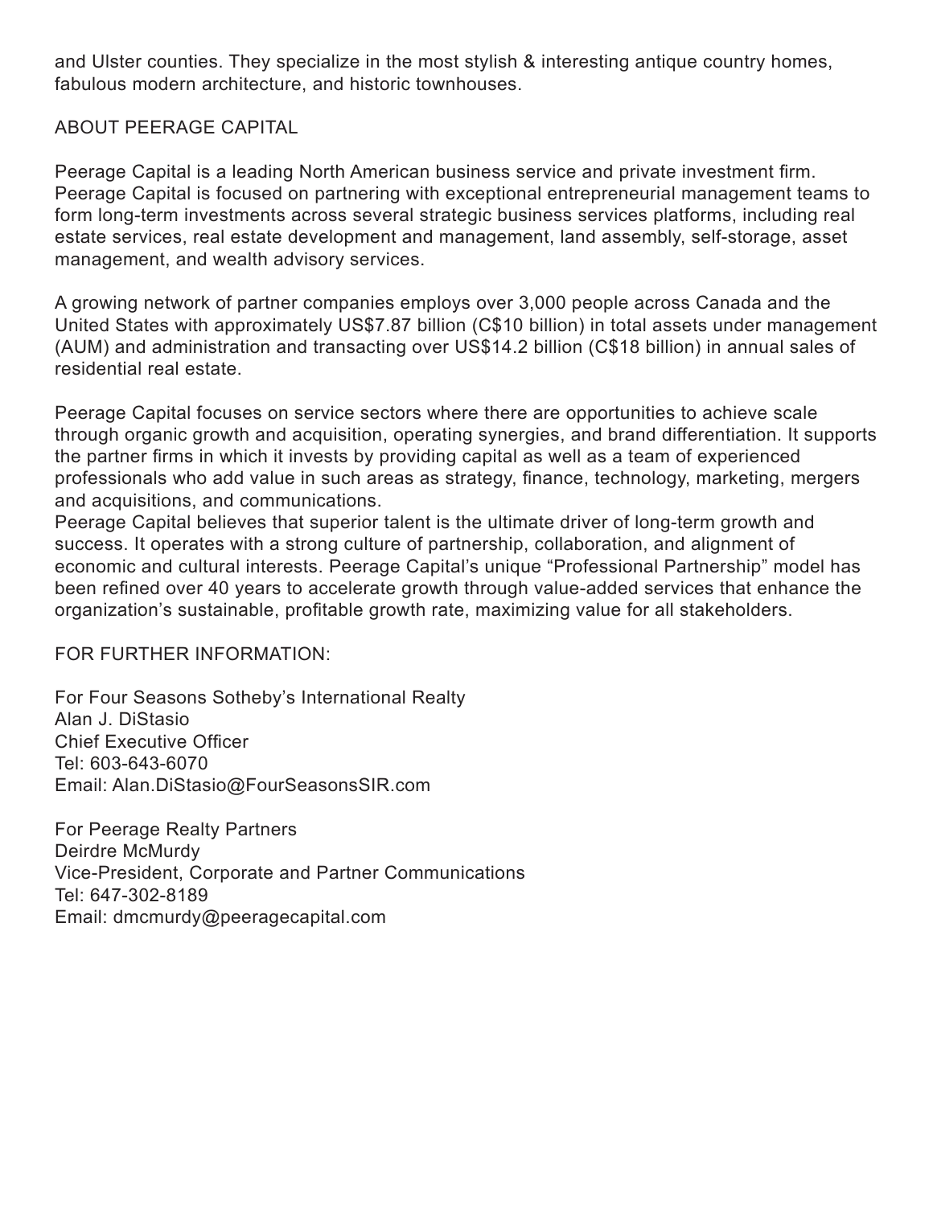and Ulster counties. They specialize in the most stylish & interesting antique country homes, fabulous modern architecture, and historic townhouses.

## ABOUT PEERAGE CAPITAL

Peerage Capital is a leading North American business service and private investment firm. Peerage Capital is focused on partnering with exceptional entrepreneurial management teams to form long-term investments across several strategic business services platforms, including real estate services, real estate development and management, land assembly, self-storage, asset management, and wealth advisory services.

A growing network of partner companies employs over 3,000 people across Canada and the United States with approximately US$7.87 billion (C$10 billion) in total assets under management (AUM) and administration and transacting over US$14.2 billion (C$18 billion) in annual sales of residential real estate.

Peerage Capital focuses on service sectors where there are opportunities to achieve scale through organic growth and acquisition, operating synergies, and brand differentiation. It supports the partner firms in which it invests by providing capital as well as a team of experienced professionals who add value in such areas as strategy, finance, technology, marketing, mergers and acquisitions, and communications.

Peerage Capital believes that superior talent is the ultimate driver of long-term growth and success. It operates with a strong culture of partnership, collaboration, and alignment of economic and cultural interests. Peerage Capital's unique "Professional Partnership" model has been refined over 40 years to accelerate growth through value-added services that enhance the organization's sustainable, profitable growth rate, maximizing value for all stakeholders.

## FOR FURTHER INFORMATION:

For Four Seasons Sotheby's International Realty
Alan J. DiStasio
Chief Executive Officer
Tel: 603-643-6070
Email: Alan.DiStasio@FourSeasonsSIR.com

For Peerage Realty Partners
Deirdre McMurdy
Vice-President, Corporate and Partner Communications
Tel: 647-302-8189
Email: dmcmurdy@peeragecapital.com